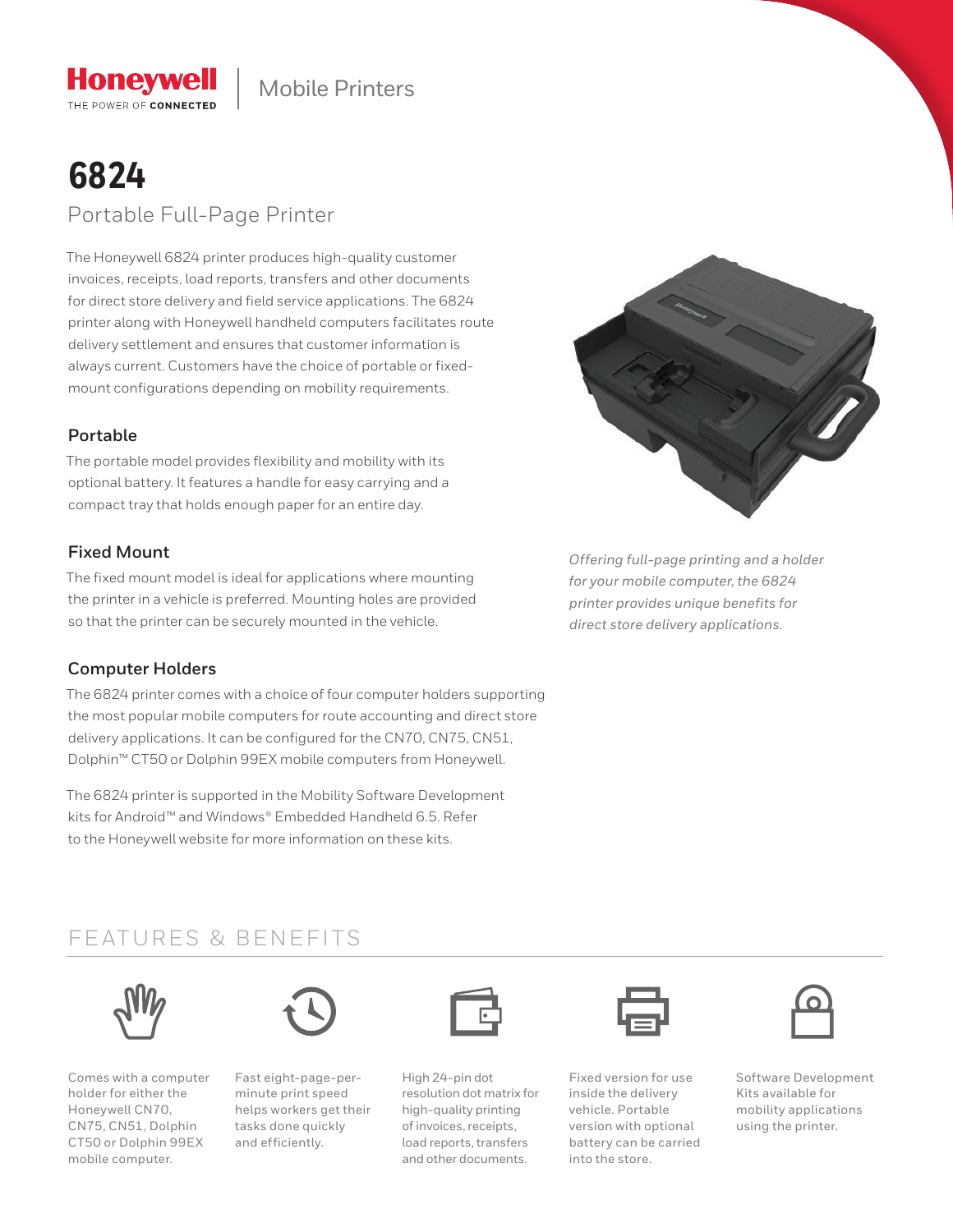Honeywell
THE POWER OF **CONNECTED**

Mobile Printers

# 6824

## Portable Full-Page Printer

The Honeywell 6824 printer produces high-quality customer invoices, receipts, load reports, transfers and other documents for direct store delivery and field service applications. The 6824 printer along with Honeywell handheld computers facilitates route delivery settlement and ensures that customer information is always current. Customers have the choice of portable or fixed-mount configurations depending on mobility requirements.

### Portable

The portable model provides flexibility and mobility with its optional battery. It features a handle for easy carrying and a compact tray that holds enough paper for an entire day.

### Fixed Mount

The fixed mount model is ideal for applications where mounting the printer in a vehicle is preferred. Mounting holes are provided so that the printer can be securely mounted in the vehicle.

### Computer Holders

The 6824 printer comes with a choice of four computer holders supporting the most popular mobile computers for route accounting and direct store delivery applications. It can be configured for the CN70, CN75, CN51, Dolphin™ CT50 or Dolphin 99EX mobile computers from Honeywell.

The 6824 printer is supported in the Mobility Software Development kits for Android™ and Windows® Embedded Handheld 6.5. Refer to the Honeywell website for more information on these kits.

*Offering full-page printing and a holder for your mobile computer, the 6824 printer provides unique benefits for direct store delivery applications.*

## FEATURES & BENEFITS

- Comes with a computer holder for either the Honeywell CN70, CN75, CN51, Dolphin CT50 or Dolphin 99EX mobile computer.
- Fast eight-page-per-minute print speed helps workers get their tasks done quickly and efficiently.
- High 24-pin dot resolution dot matrix for high-quality printing of invoices, receipts, load reports, transfers and other documents.
- Fixed version for use inside the delivery vehicle. Portable version with optional battery can be carried into the store.
- Software Development Kits available for mobility applications using the printer.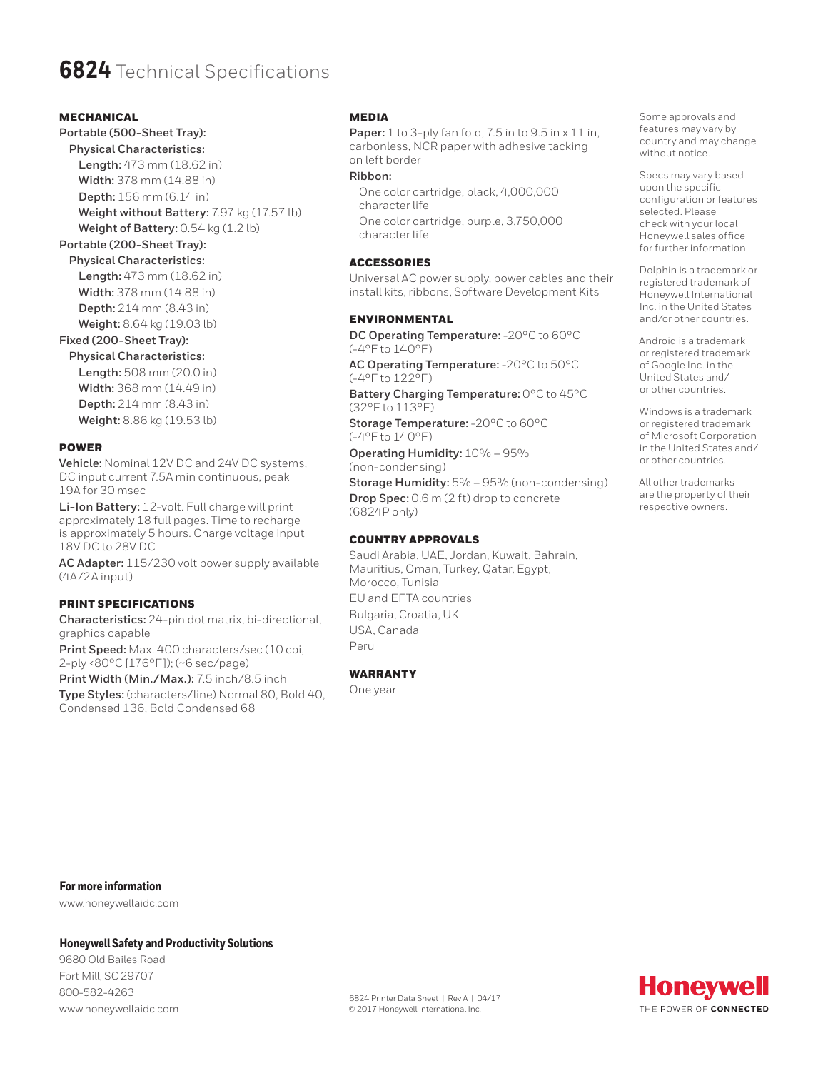# **6824** Technical Specifications

### MECHANICAL

**Portable (500-Sheet Tray):**

**Physical Characteristics:**

**Length:** 473 mm (18.62 in)
**Width:** 378 mm (14.88 in)
**Depth:** 156 mm (6.14 in)
**Weight without Battery:** 7.97 kg (17.57 lb)
**Weight of Battery:** 0.54 kg (1.2 lb)

**Portable (200-Sheet Tray):**

**Physical Characteristics:**

**Length:** 473 mm (18.62 in)
**Width:** 378 mm (14.88 in)
**Depth:** 214 mm (8.43 in)
**Weight:** 8.64 kg (19.03 lb)

**Fixed (200-Sheet Tray):**

**Physical Characteristics:**

**Length:** 508 mm (20.0 in)
**Width:** 368 mm (14.49 in)
**Depth:** 214 mm (8.43 in)
**Weight:** 8.86 kg (19.53 lb)

### POWER

**Vehicle:** Nominal 12V DC and 24V DC systems, DC input current 7.5A min continuous, peak 19A for 30 msec

**Li-Ion Battery:** 12-volt. Full charge will print approximately 18 full pages. Time to recharge is approximately 5 hours. Charge voltage input 18V DC to 28V DC

**AC Adapter:** 115/230 volt power supply available (4A/2A input)

### PRINT SPECIFICATIONS

**Characteristics:** 24-pin dot matrix, bi-directional, graphics capable

**Print Speed:** Max. 400 characters/sec (10 cpi, 2-ply <80°C [176°F]); (~6 sec/page)

**Print Width (Min./Max.):** 7.5 inch/8.5 inch

**Type Styles:** (characters/line) Normal 80, Bold 40, Condensed 136, Bold Condensed 68

### MEDIA

**Paper:** 1 to 3-ply fan fold, 7.5 in to 9.5 in x 11 in, carbonless, NCR paper with adhesive tacking on left border

**Ribbon:**

One color cartridge, black, 4,000,000 character life

One color cartridge, purple, 3,750,000 character life

### ACCESSORIES

Universal AC power supply, power cables and their install kits, ribbons, Software Development Kits

### ENVIRONMENTAL

**DC Operating Temperature:** -20°C to 60°C (-4°F to 140°F)

**AC Operating Temperature:** -20°C to 50°C (-4°F to 122°F)

**Battery Charging Temperature:** 0°C to 45°C (32°F to 113°F)

**Storage Temperature:** -20°C to 60°C (-4°F to 140°F)

**Operating Humidity:** 10% – 95% (non-condensing)

**Storage Humidity:** 5% – 95% (non-condensing)

**Drop Spec:** 0.6 m (2 ft) drop to concrete (6824P only)

### COUNTRY APPROVALS

Saudi Arabia, UAE, Jordan, Kuwait, Bahrain, Mauritius, Oman, Turkey, Qatar, Egypt, Morocco, Tunisia

EU and EFTA countries

Bulgaria, Croatia, UK

USA, Canada

Peru

### WARRANTY

One year

Some approvals and features may vary by country and may change without notice.

Specs may vary based upon the specific configuration or features selected. Please check with your local Honeywell sales office for further information.

Dolphin is a trademark or registered trademark of Honeywell International Inc. in the United States and/or other countries.

Android is a trademark or registered trademark of Google Inc. in the United States and/ or other countries.

Windows is a trademark or registered trademark of Microsoft Corporation in the United States and/ or other countries.

All other trademarks are the property of their respective owners.

**For more information**

www.honeywellaidc.com

**Honeywell Safety and Productivity Solutions**

9680 Old Bailes Road
Fort Mill, SC 29707
800-582-4263
www.honeywellaidc.com

6824 Printer Data Sheet | Rev A | 04/17
© 2017 Honeywell International Inc.

Honeywell
THE POWER OF **CONNECTED**